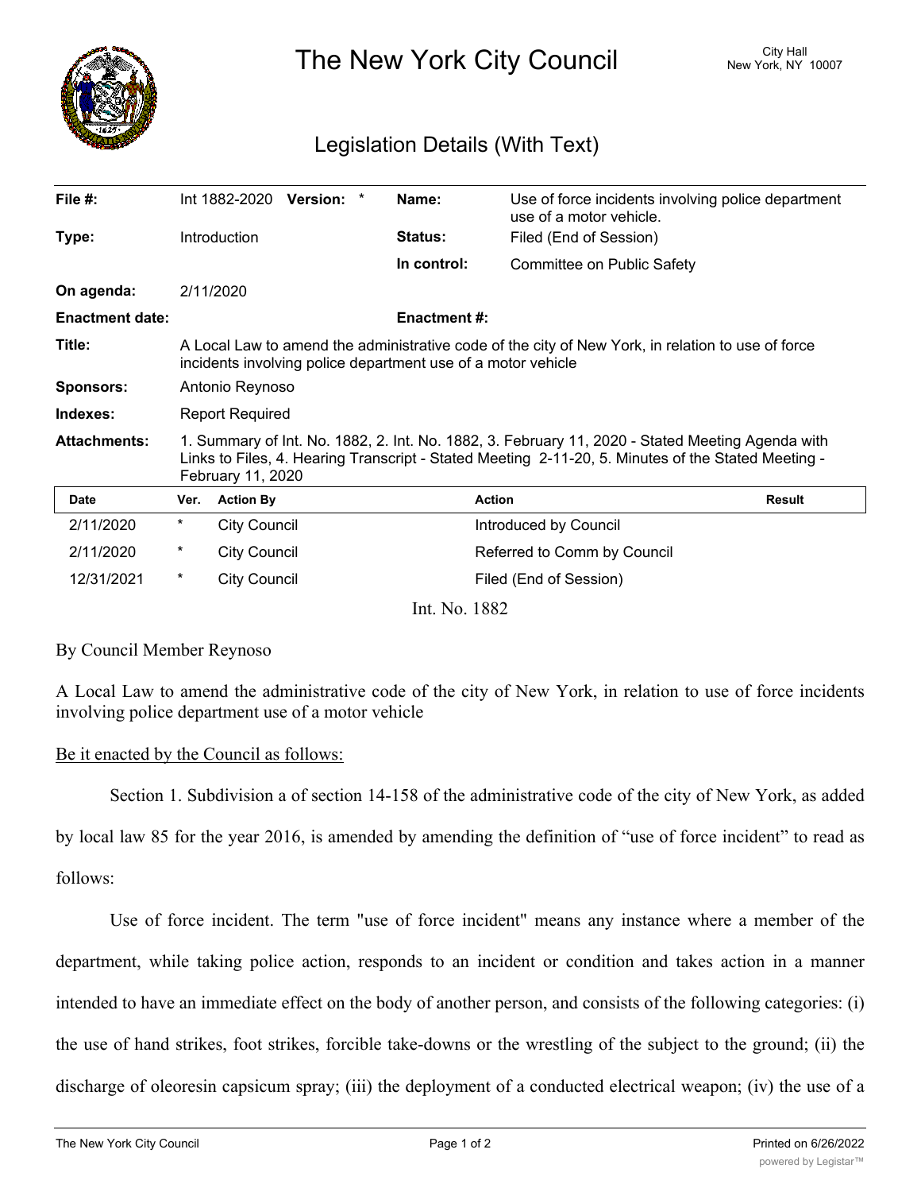# The New York City Council

City Hall
New York, NY 10007

## Legislation Details (With Text)

| | | | |
|---|---|---|---|
| **File #:** | Int 1882-2020 **Version:** * | **Name:** | Use of force incidents involving police department use of a motor vehicle. |
| **Type:** | Introduction | **Status:** | Filed (End of Session) |
| | | **In control:** | Committee on Public Safety |
| **On agenda:** | 2/11/2020 | | |
| **Enactment date:** | | **Enactment #:** | |
| **Title:** | A Local Law to amend the administrative code of the city of New York, in relation to use of force incidents involving police department use of a motor vehicle | | |
| **Sponsors:** | Antonio Reynoso | | |
| **Indexes:** | Report Required | | |
| **Attachments:** | 1. Summary of Int. No. 1882, 2. Int. No. 1882, 3. February 11, 2020 - Stated Meeting Agenda with Links to Files, 4. Hearing Transcript - Stated Meeting 2-11-20, 5. Minutes of the Stated Meeting - February 11, 2020 | | |

| Date | Ver. | Action By | Action | Result |
|---|---|---|---|---|
| 2/11/2020 | * | City Council | Introduced by Council | |
| 2/11/2020 | * | City Council | Referred to Comm by Council | |
| 12/31/2021 | * | City Council | Filed (End of Session) | |

Int. No. 1882

By Council Member Reynoso

A Local Law to amend the administrative code of the city of New York, in relation to use of force incidents involving police department use of a motor vehicle

Be it enacted by the Council as follows:

Section 1. Subdivision a of section 14-158 of the administrative code of the city of New York, as added by local law 85 for the year 2016, is amended by amending the definition of "use of force incident" to read as follows:

Use of force incident. The term "use of force incident" means any instance where a member of the department, while taking police action, responds to an incident or condition and takes action in a manner intended to have an immediate effect on the body of another person, and consists of the following categories: (i) the use of hand strikes, foot strikes, forcible take-downs or the wrestling of the subject to the ground; (ii) the discharge of oleoresin capsicum spray; (iii) the deployment of a conducted electrical weapon; (iv) the use of a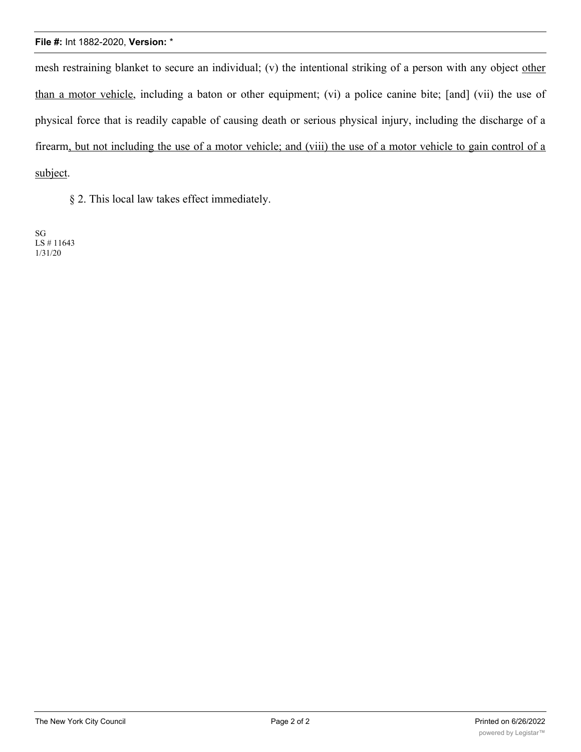mesh restraining blanket to secure an individual; (v) the intentional striking of a person with any object <u>other than a motor vehicle</u>, including a baton or other equipment; (vi) a police canine bite; [and] (vii) the use of physical force that is readily capable of causing death or serious physical injury, including the discharge of a firearm<u>, but not including the use of a motor vehicle; and (viii) the use of a motor vehicle to gain control of a subject</u>.

§ 2. This local law takes effect immediately.

SG
LS # 11643
1/31/20